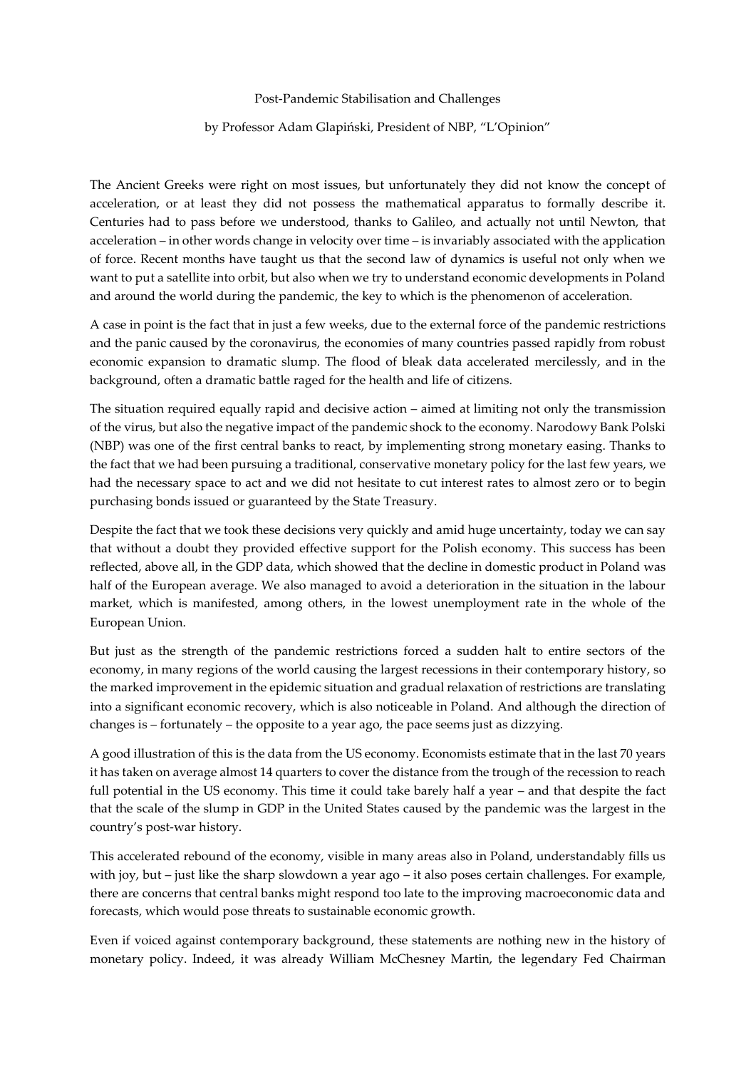# Post-Pandemic Stabilisation and Challenges

by Professor Adam Glapiński, President of NBP, "L'Opinion"

The Ancient Greeks were right on most issues, but unfortunately they did not know the concept of acceleration, or at least they did not possess the mathematical apparatus to formally describe it. Centuries had to pass before we understood, thanks to Galileo, and actually not until Newton, that acceleration – in other words change in velocity over time – is invariably associated with the application of force. Recent months have taught us that the second law of dynamics is useful not only when we want to put a satellite into orbit, but also when we try to understand economic developments in Poland and around the world during the pandemic, the key to which is the phenomenon of acceleration.

A case in point is the fact that in just a few weeks, due to the external force of the pandemic restrictions and the panic caused by the coronavirus, the economies of many countries passed rapidly from robust economic expansion to dramatic slump. The flood of bleak data accelerated mercilessly, and in the background, often a dramatic battle raged for the health and life of citizens.

The situation required equally rapid and decisive action – aimed at limiting not only the transmission of the virus, but also the negative impact of the pandemic shock to the economy. Narodowy Bank Polski (NBP) was one of the first central banks to react, by implementing strong monetary easing. Thanks to the fact that we had been pursuing a traditional, conservative monetary policy for the last few years, we had the necessary space to act and we did not hesitate to cut interest rates to almost zero or to begin purchasing bonds issued or guaranteed by the State Treasury.

Despite the fact that we took these decisions very quickly and amid huge uncertainty, today we can say that without a doubt they provided effective support for the Polish economy. This success has been reflected, above all, in the GDP data, which showed that the decline in domestic product in Poland was half of the European average. We also managed to avoid a deterioration in the situation in the labour market, which is manifested, among others, in the lowest unemployment rate in the whole of the European Union.

But just as the strength of the pandemic restrictions forced a sudden halt to entire sectors of the economy, in many regions of the world causing the largest recessions in their contemporary history, so the marked improvement in the epidemic situation and gradual relaxation of restrictions are translating into a significant economic recovery, which is also noticeable in Poland. And although the direction of changes is – fortunately – the opposite to a year ago, the pace seems just as dizzying.

A good illustration of this is the data from the US economy. Economists estimate that in the last 70 years it has taken on average almost 14 quarters to cover the distance from the trough of the recession to reach full potential in the US economy. This time it could take barely half a year – and that despite the fact that the scale of the slump in GDP in the United States caused by the pandemic was the largest in the country's post-war history.

This accelerated rebound of the economy, visible in many areas also in Poland, understandably fills us with joy, but – just like the sharp slowdown a year ago – it also poses certain challenges. For example, there are concerns that central banks might respond too late to the improving macroeconomic data and forecasts, which would pose threats to sustainable economic growth.

Even if voiced against contemporary background, these statements are nothing new in the history of monetary policy. Indeed, it was already William McChesney Martin, the legendary Fed Chairman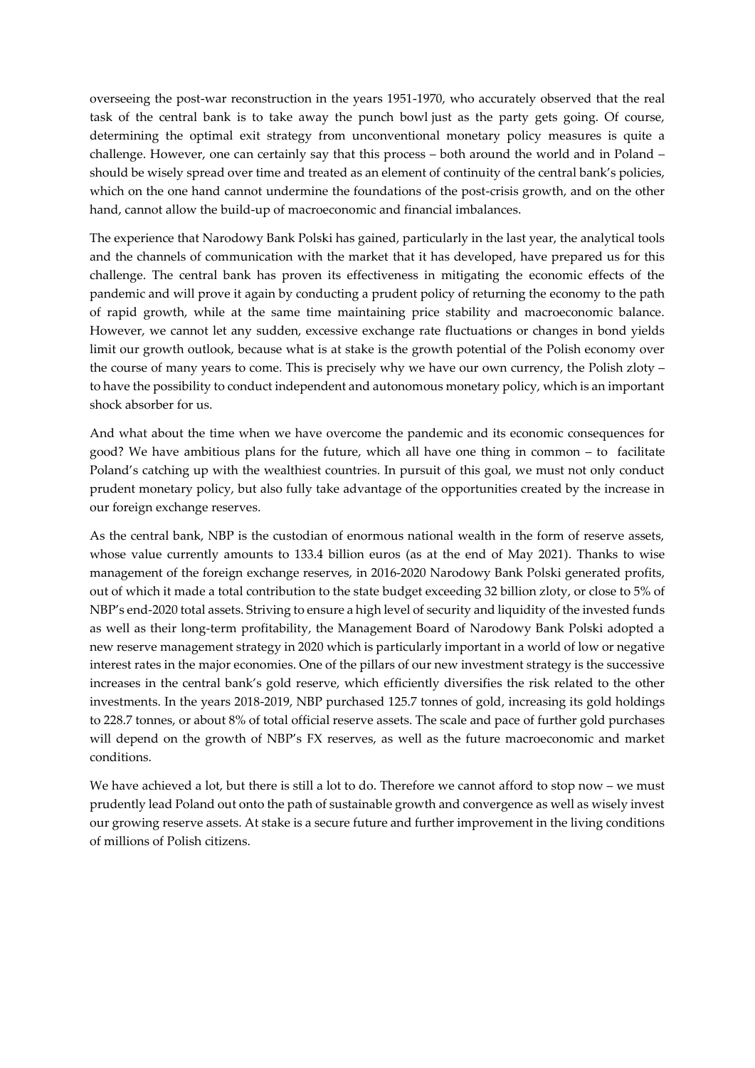overseeing the post-war reconstruction in the years 1951-1970, who accurately observed that the real task of the central bank is to take away the punch bowl just as the party gets going. Of course, determining the optimal exit strategy from unconventional monetary policy measures is quite a challenge. However, one can certainly say that this process – both around the world and in Poland – should be wisely spread over time and treated as an element of continuity of the central bank's policies, which on the one hand cannot undermine the foundations of the post-crisis growth, and on the other hand, cannot allow the build-up of macroeconomic and financial imbalances.

The experience that Narodowy Bank Polski has gained, particularly in the last year, the analytical tools and the channels of communication with the market that it has developed, have prepared us for this challenge. The central bank has proven its effectiveness in mitigating the economic effects of the pandemic and will prove it again by conducting a prudent policy of returning the economy to the path of rapid growth, while at the same time maintaining price stability and macroeconomic balance. However, we cannot let any sudden, excessive exchange rate fluctuations or changes in bond yields limit our growth outlook, because what is at stake is the growth potential of the Polish economy over the course of many years to come. This is precisely why we have our own currency, the Polish zloty – to have the possibility to conduct independent and autonomous monetary policy, which is an important shock absorber for us.

And what about the time when we have overcome the pandemic and its economic consequences for good? We have ambitious plans for the future, which all have one thing in common – to facilitate Poland's catching up with the wealthiest countries. In pursuit of this goal, we must not only conduct prudent monetary policy, but also fully take advantage of the opportunities created by the increase in our foreign exchange reserves.

As the central bank, NBP is the custodian of enormous national wealth in the form of reserve assets, whose value currently amounts to 133.4 billion euros (as at the end of May 2021). Thanks to wise management of the foreign exchange reserves, in 2016-2020 Narodowy Bank Polski generated profits, out of which it made a total contribution to the state budget exceeding 32 billion zloty, or close to 5% of NBP's end-2020 total assets. Striving to ensure a high level of security and liquidity of the invested funds as well as their long-term profitability, the Management Board of Narodowy Bank Polski adopted a new reserve management strategy in 2020 which is particularly important in a world of low or negative interest rates in the major economies. One of the pillars of our new investment strategy is the successive increases in the central bank's gold reserve, which efficiently diversifies the risk related to the other investments. In the years 2018-2019, NBP purchased 125.7 tonnes of gold, increasing its gold holdings to 228.7 tonnes, or about 8% of total official reserve assets. The scale and pace of further gold purchases will depend on the growth of NBP's FX reserves, as well as the future macroeconomic and market conditions.

We have achieved a lot, but there is still a lot to do. Therefore we cannot afford to stop now – we must prudently lead Poland out onto the path of sustainable growth and convergence as well as wisely invest our growing reserve assets. At stake is a secure future and further improvement in the living conditions of millions of Polish citizens.